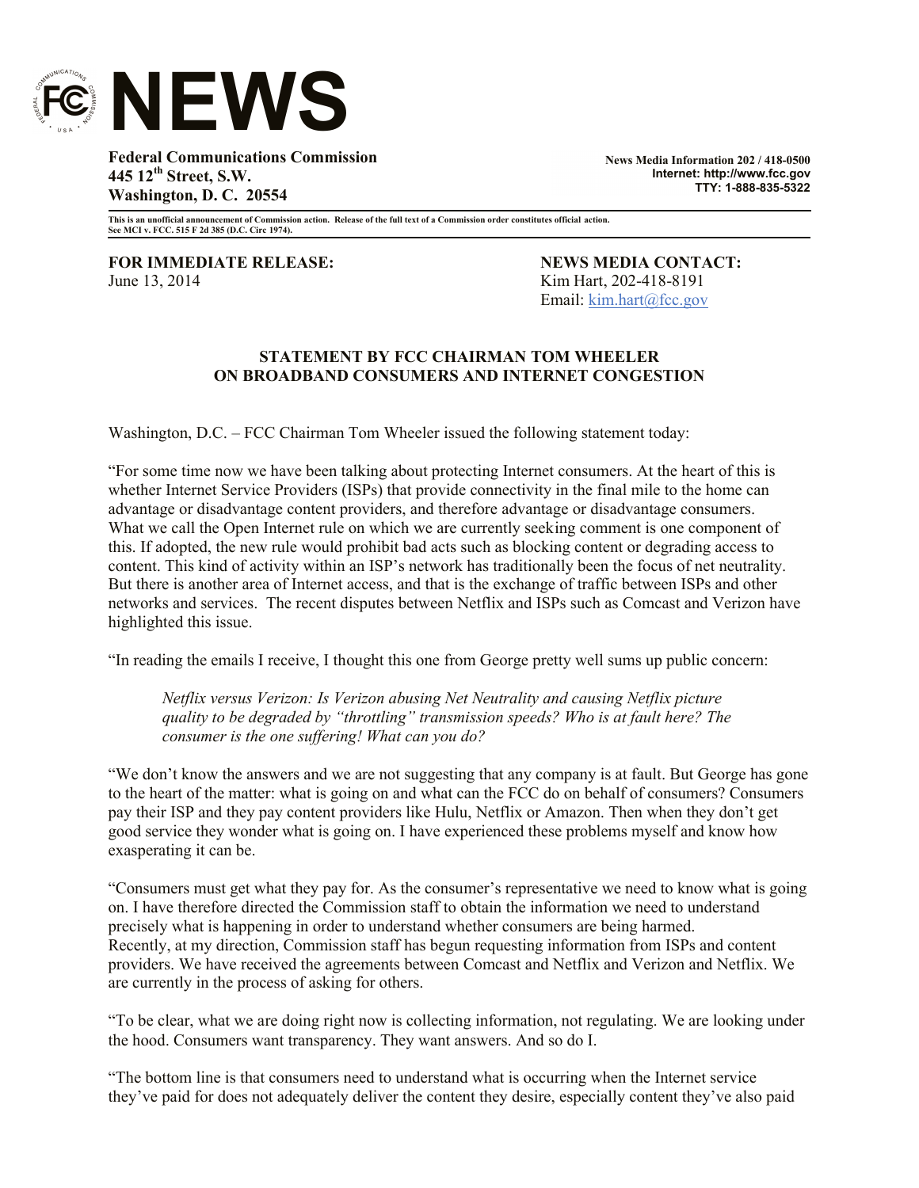# NEWS

**Federal Communications Commission**
**445 12th Street, S.W.**
**Washington, D. C. 20554**

**News Media Information 202 / 418-0500**
**Internet: http://www.fcc.gov**
**TTY: 1-888-835-5322**

**This is an unofficial announcement of Commission action. Release of the full text of a Commission order constitutes official action. See MCI v. FCC. 515 F 2d 385 (D.C. Circ 1974).**

**FOR IMMEDIATE RELEASE:**
June 13, 2014

**NEWS MEDIA CONTACT:**
Kim Hart, 202-418-8191
Email: kim.hart@fcc.gov

**STATEMENT BY FCC CHAIRMAN TOM WHEELER ON BROADBAND CONSUMERS AND INTERNET CONGESTION**

Washington, D.C. – FCC Chairman Tom Wheeler issued the following statement today:

"For some time now we have been talking about protecting Internet consumers. At the heart of this is whether Internet Service Providers (ISPs) that provide connectivity in the final mile to the home can advantage or disadvantage content providers, and therefore advantage or disadvantage consumers. What we call the Open Internet rule on which we are currently seeking comment is one component of this. If adopted, the new rule would prohibit bad acts such as blocking content or degrading access to content. This kind of activity within an ISP's network has traditionally been the focus of net neutrality. But there is another area of Internet access, and that is the exchange of traffic between ISPs and other networks and services. The recent disputes between Netflix and ISPs such as Comcast and Verizon have highlighted this issue.

"In reading the emails I receive, I thought this one from George pretty well sums up public concern:

> *Netflix versus Verizon: Is Verizon abusing Net Neutrality and causing Netflix picture quality to be degraded by "throttling" transmission speeds? Who is at fault here? The consumer is the one suffering! What can you do?*

"We don't know the answers and we are not suggesting that any company is at fault. But George has gone to the heart of the matter: what is going on and what can the FCC do on behalf of consumers? Consumers pay their ISP and they pay content providers like Hulu, Netflix or Amazon. Then when they don't get good service they wonder what is going on. I have experienced these problems myself and know how exasperating it can be.

"Consumers must get what they pay for. As the consumer's representative we need to know what is going on. I have therefore directed the Commission staff to obtain the information we need to understand precisely what is happening in order to understand whether consumers are being harmed. Recently, at my direction, Commission staff has begun requesting information from ISPs and content providers. We have received the agreements between Comcast and Netflix and Verizon and Netflix. We are currently in the process of asking for others.

"To be clear, what we are doing right now is collecting information, not regulating. We are looking under the hood. Consumers want transparency. They want answers. And so do I.

"The bottom line is that consumers need to understand what is occurring when the Internet service they've paid for does not adequately deliver the content they desire, especially content they've also paid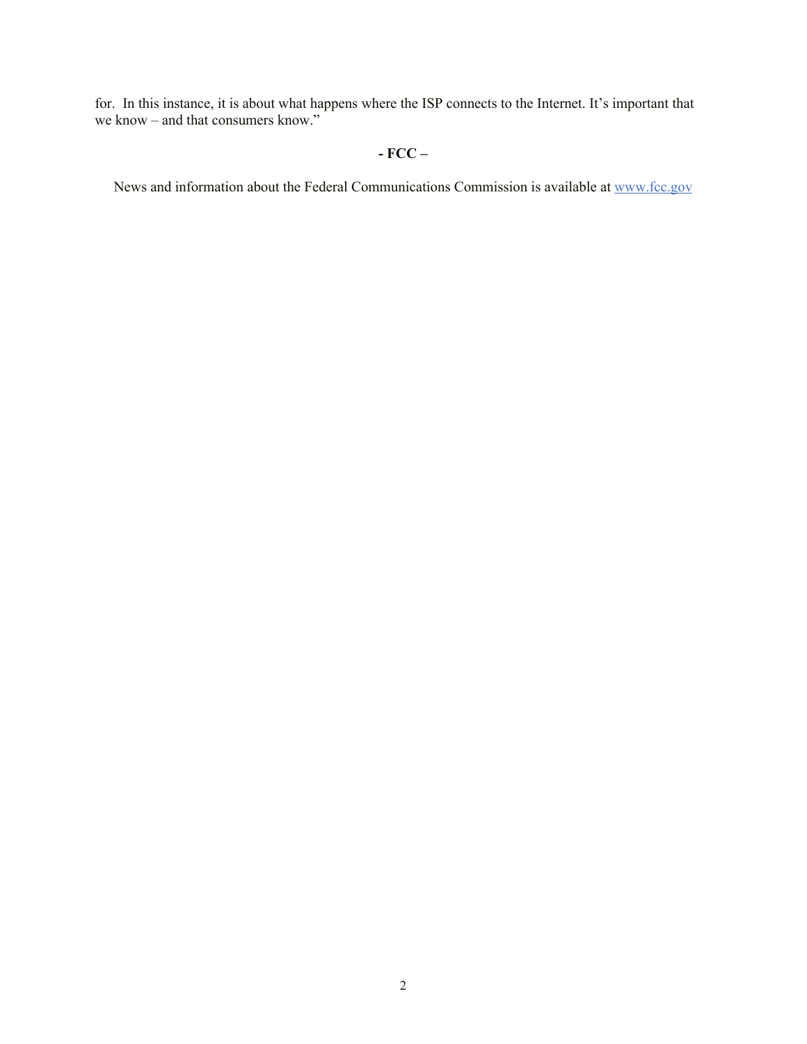for. In this instance, it is about what happens where the ISP connects to the Internet. It's important that we know – and that consumers know."

**- FCC –**

News and information about the Federal Communications Commission is available at [www.fcc.gov](http://www.fcc.gov)